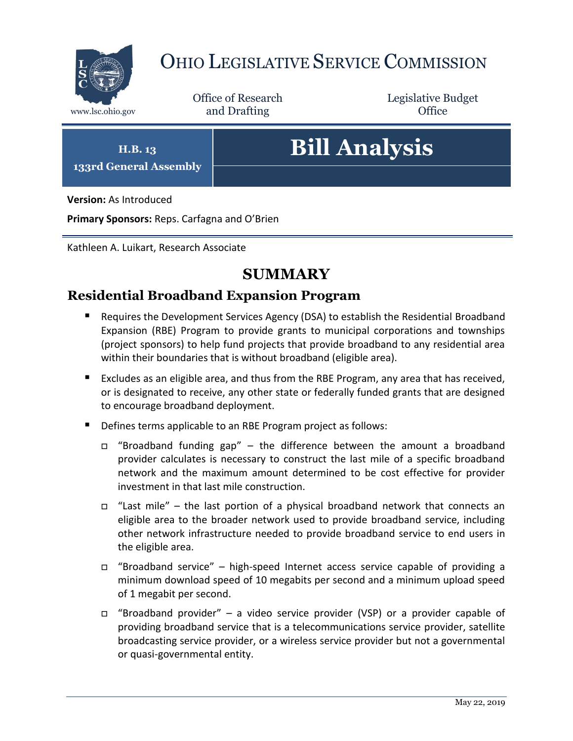# OHIO LEGISLATIVE SERVICE COMMISSION

www.lsc.ohio.gov

Office of Research and Drafting

Legislative Budget Office

**H.B. 13**
**133rd General Assembly**

# Bill Analysis

**Version:** As Introduced

**Primary Sponsors:** Reps. Carfagna and O'Brien

Kathleen A. Luikart, Research Associate

## SUMMARY

### Residential Broadband Expansion Program

- Requires the Development Services Agency (DSA) to establish the Residential Broadband Expansion (RBE) Program to provide grants to municipal corporations and townships (project sponsors) to help fund projects that provide broadband to any residential area within their boundaries that is without broadband (eligible area).
- Excludes as an eligible area, and thus from the RBE Program, any area that has received, or is designated to receive, any other state or federally funded grants that are designed to encourage broadband deployment.
- Defines terms applicable to an RBE Program project as follows:
  - "Broadband funding gap" – the difference between the amount a broadband provider calculates is necessary to construct the last mile of a specific broadband network and the maximum amount determined to be cost effective for provider investment in that last mile construction.
  - "Last mile" – the last portion of a physical broadband network that connects an eligible area to the broader network used to provide broadband service, including other network infrastructure needed to provide broadband service to end users in the eligible area.
  - "Broadband service" – high-speed Internet access service capable of providing a minimum download speed of 10 megabits per second and a minimum upload speed of 1 megabit per second.
  - "Broadband provider" – a video service provider (VSP) or a provider capable of providing broadband service that is a telecommunications service provider, satellite broadcasting service provider, or a wireless service provider but not a governmental or quasi-governmental entity.

May 22, 2019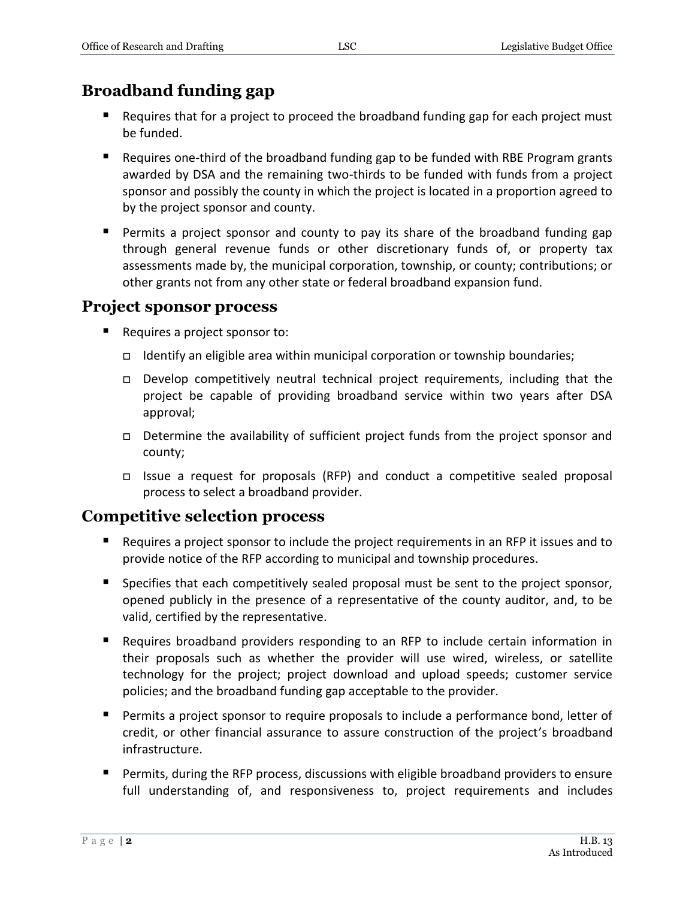## Broadband funding gap

- Requires that for a project to proceed the broadband funding gap for each project must be funded.
- Requires one-third of the broadband funding gap to be funded with RBE Program grants awarded by DSA and the remaining two-thirds to be funded with funds from a project sponsor and possibly the county in which the project is located in a proportion agreed to by the project sponsor and county.
- Permits a project sponsor and county to pay its share of the broadband funding gap through general revenue funds or other discretionary funds of, or property tax assessments made by, the municipal corporation, township, or county; contributions; or other grants not from any other state or federal broadband expansion fund.

## Project sponsor process

- Requires a project sponsor to:
  - Identify an eligible area within municipal corporation or township boundaries;
  - Develop competitively neutral technical project requirements, including that the project be capable of providing broadband service within two years after DSA approval;
  - Determine the availability of sufficient project funds from the project sponsor and county;
  - Issue a request for proposals (RFP) and conduct a competitive sealed proposal process to select a broadband provider.

## Competitive selection process

- Requires a project sponsor to include the project requirements in an RFP it issues and to provide notice of the RFP according to municipal and township procedures.
- Specifies that each competitively sealed proposal must be sent to the project sponsor, opened publicly in the presence of a representative of the county auditor, and, to be valid, certified by the representative.
- Requires broadband providers responding to an RFP to include certain information in their proposals such as whether the provider will use wired, wireless, or satellite technology for the project; project download and upload speeds; customer service policies; and the broadband funding gap acceptable to the provider.
- Permits a project sponsor to require proposals to include a performance bond, letter of credit, or other financial assurance to assure construction of the project's broadband infrastructure.
- Permits, during the RFP process, discussions with eligible broadband providers to ensure full understanding of, and responsiveness to, project requirements and includes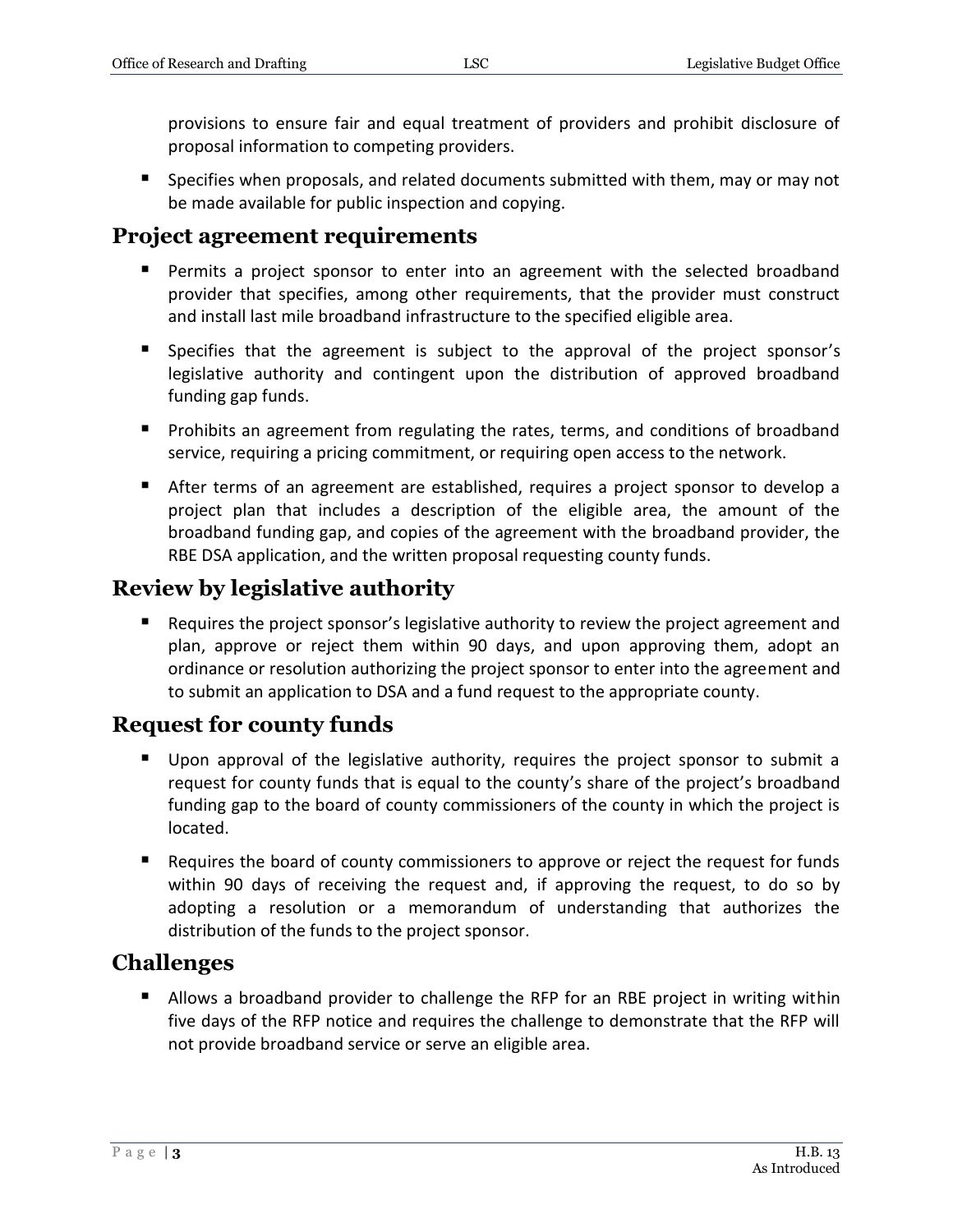provisions to ensure fair and equal treatment of providers and prohibit disclosure of proposal information to competing providers.

- Specifies when proposals, and related documents submitted with them, may or may not be made available for public inspection and copying.

## Project agreement requirements

- Permits a project sponsor to enter into an agreement with the selected broadband provider that specifies, among other requirements, that the provider must construct and install last mile broadband infrastructure to the specified eligible area.
- Specifies that the agreement is subject to the approval of the project sponsor's legislative authority and contingent upon the distribution of approved broadband funding gap funds.
- Prohibits an agreement from regulating the rates, terms, and conditions of broadband service, requiring a pricing commitment, or requiring open access to the network.
- After terms of an agreement are established, requires a project sponsor to develop a project plan that includes a description of the eligible area, the amount of the broadband funding gap, and copies of the agreement with the broadband provider, the RBE DSA application, and the written proposal requesting county funds.

## Review by legislative authority

- Requires the project sponsor's legislative authority to review the project agreement and plan, approve or reject them within 90 days, and upon approving them, adopt an ordinance or resolution authorizing the project sponsor to enter into the agreement and to submit an application to DSA and a fund request to the appropriate county.

## Request for county funds

- Upon approval of the legislative authority, requires the project sponsor to submit a request for county funds that is equal to the county's share of the project's broadband funding gap to the board of county commissioners of the county in which the project is located.
- Requires the board of county commissioners to approve or reject the request for funds within 90 days of receiving the request and, if approving the request, to do so by adopting a resolution or a memorandum of understanding that authorizes the distribution of the funds to the project sponsor.

## Challenges

- Allows a broadband provider to challenge the RFP for an RBE project in writing within five days of the RFP notice and requires the challenge to demonstrate that the RFP will not provide broadband service or serve an eligible area.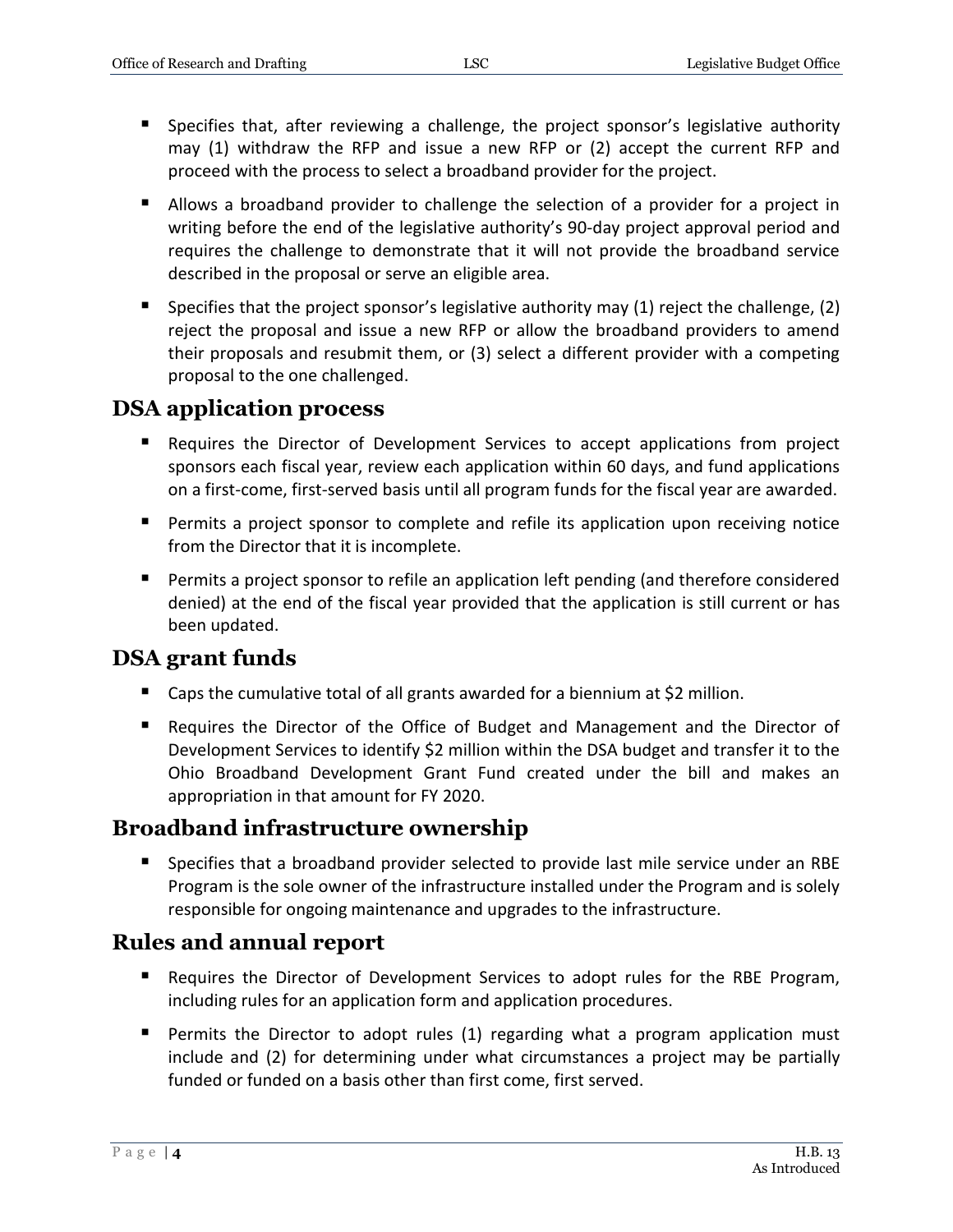- Specifies that, after reviewing a challenge, the project sponsor's legislative authority may (1) withdraw the RFP and issue a new RFP or (2) accept the current RFP and proceed with the process to select a broadband provider for the project.
- Allows a broadband provider to challenge the selection of a provider for a project in writing before the end of the legislative authority's 90-day project approval period and requires the challenge to demonstrate that it will not provide the broadband service described in the proposal or serve an eligible area.
- Specifies that the project sponsor's legislative authority may (1) reject the challenge, (2) reject the proposal and issue a new RFP or allow the broadband providers to amend their proposals and resubmit them, or (3) select a different provider with a competing proposal to the one challenged.

## DSA application process

- Requires the Director of Development Services to accept applications from project sponsors each fiscal year, review each application within 60 days, and fund applications on a first-come, first-served basis until all program funds for the fiscal year are awarded.
- Permits a project sponsor to complete and refile its application upon receiving notice from the Director that it is incomplete.
- Permits a project sponsor to refile an application left pending (and therefore considered denied) at the end of the fiscal year provided that the application is still current or has been updated.

## DSA grant funds

- Caps the cumulative total of all grants awarded for a biennium at $2 million.
- Requires the Director of the Office of Budget and Management and the Director of Development Services to identify $2 million within the DSA budget and transfer it to the Ohio Broadband Development Grant Fund created under the bill and makes an appropriation in that amount for FY 2020.

## Broadband infrastructure ownership

- Specifies that a broadband provider selected to provide last mile service under an RBE Program is the sole owner of the infrastructure installed under the Program and is solely responsible for ongoing maintenance and upgrades to the infrastructure.

## Rules and annual report

- Requires the Director of Development Services to adopt rules for the RBE Program, including rules for an application form and application procedures.
- Permits the Director to adopt rules (1) regarding what a program application must include and (2) for determining under what circumstances a project may be partially funded or funded on a basis other than first come, first served.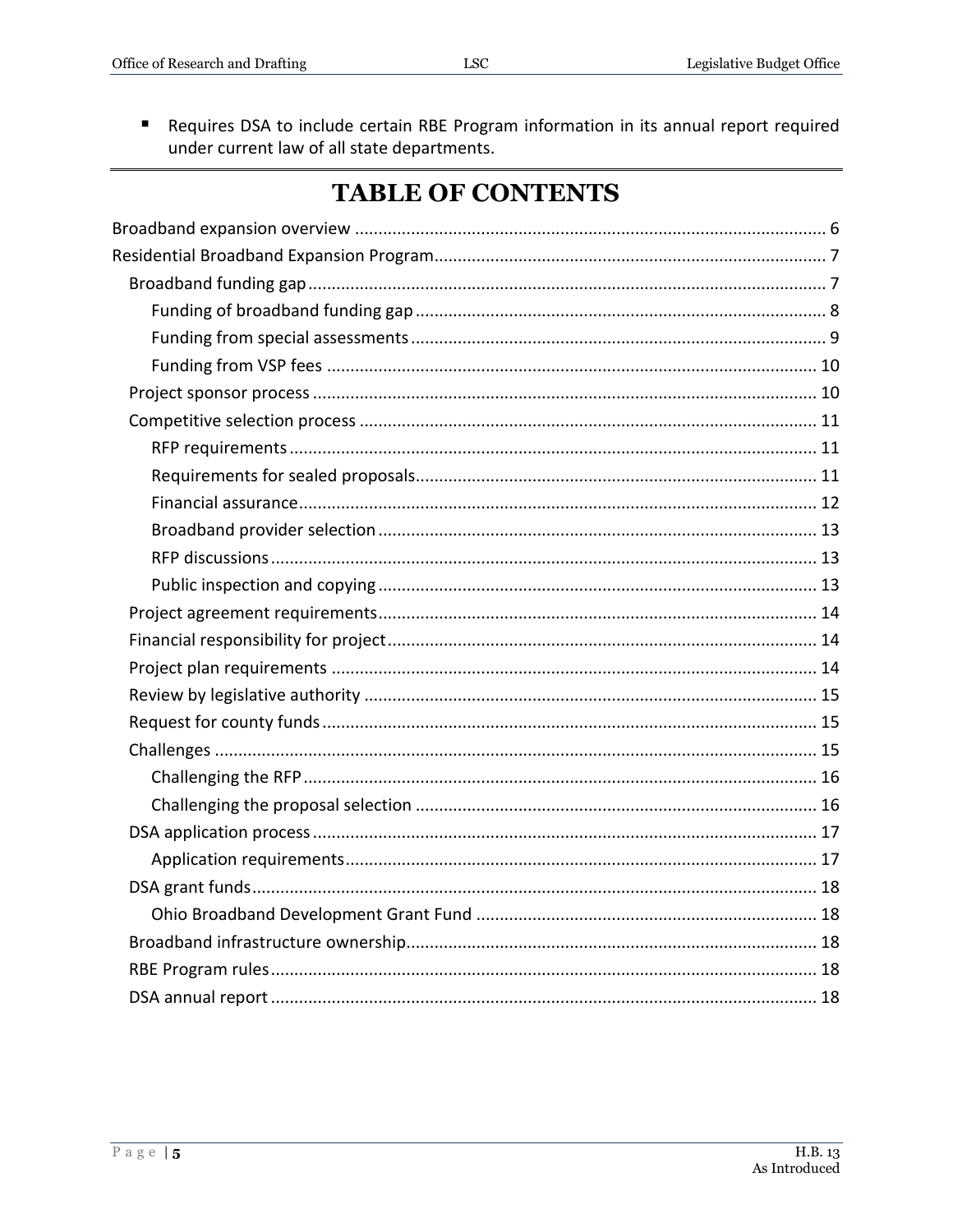- Requires DSA to include certain RBE Program information in its annual report required under current law of all state departments.

# TABLE OF CONTENTS

Broadband expansion overview .................................................................................................... 6
Residential Broadband Expansion Program.................................................................................... 7
  Broadband funding gap............................................................................................................. 7
    Funding of broadband funding gap ....................................................................................... 8
    Funding from special assessments ........................................................................................ 9
    Funding from VSP fees ........................................................................................................ 10
  Project sponsor process ........................................................................................................... 10
  Competitive selection process ................................................................................................. 11
    RFP requirements ................................................................................................................ 11
    Requirements for sealed proposals...................................................................................... 11
    Financial assurance.............................................................................................................. 12
    Broadband provider selection ............................................................................................. 13
    RFP discussions .................................................................................................................... 13
    Public inspection and copying ............................................................................................. 13
  Project agreement requirements............................................................................................. 14
  Financial responsibility for project........................................................................................... 14
  Project plan requirements ....................................................................................................... 14
  Review by legislative authority ................................................................................................ 15
  Request for county funds......................................................................................................... 15
  Challenges ................................................................................................................................ 15
    Challenging the RFP ............................................................................................................. 16
    Challenging the proposal selection ...................................................................................... 16
  DSA application process ........................................................................................................... 17
    Application requirements.................................................................................................... 17
  DSA grant funds........................................................................................................................ 18
    Ohio Broadband Development Grant Fund ......................................................................... 18
  Broadband infrastructure ownership....................................................................................... 18
  RBE Program rules.................................................................................................................... 18
  DSA annual report .................................................................................................................... 18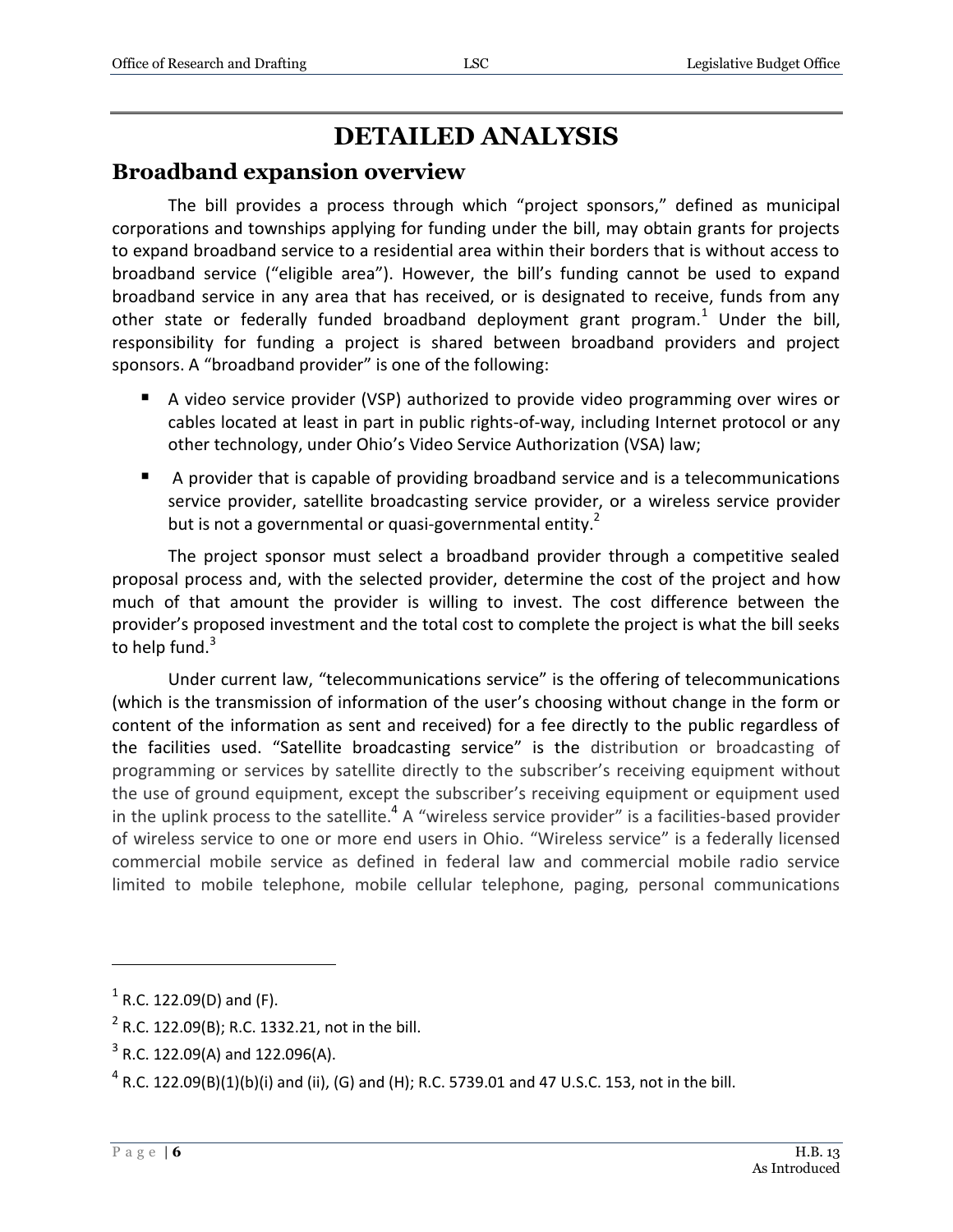# DETAILED ANALYSIS

## Broadband expansion overview

The bill provides a process through which "project sponsors," defined as municipal corporations and townships applying for funding under the bill, may obtain grants for projects to expand broadband service to a residential area within their borders that is without access to broadband service ("eligible area"). However, the bill's funding cannot be used to expand broadband service in any area that has received, or is designated to receive, funds from any other state or federally funded broadband deployment grant program.[1] Under the bill, responsibility for funding a project is shared between broadband providers and project sponsors. A "broadband provider" is one of the following:

- A video service provider (VSP) authorized to provide video programming over wires or cables located at least in part in public rights-of-way, including Internet protocol or any other technology, under Ohio's Video Service Authorization (VSA) law;
- A provider that is capable of providing broadband service and is a telecommunications service provider, satellite broadcasting service provider, or a wireless service provider but is not a governmental or quasi-governmental entity.[2]

The project sponsor must select a broadband provider through a competitive sealed proposal process and, with the selected provider, determine the cost of the project and how much of that amount the provider is willing to invest. The cost difference between the provider's proposed investment and the total cost to complete the project is what the bill seeks to help fund.[3]

Under current law, "telecommunications service" is the offering of telecommunications (which is the transmission of information of the user's choosing without change in the form or content of the information as sent and received) for a fee directly to the public regardless of the facilities used. "Satellite broadcasting service" is the distribution or broadcasting of programming or services by satellite directly to the subscriber's receiving equipment without the use of ground equipment, except the subscriber's receiving equipment or equipment used in the uplink process to the satellite.[4] A "wireless service provider" is a facilities-based provider of wireless service to one or more end users in Ohio. "Wireless service" is a federally licensed commercial mobile service as defined in federal law and commercial mobile radio service limited to mobile telephone, mobile cellular telephone, paging, personal communications

---

[1] R.C. 122.09(D) and (F).

[2] R.C. 122.09(B); R.C. 1332.21, not in the bill.

[3] R.C. 122.09(A) and 122.096(A).

[4] R.C. 122.09(B)(1)(b)(i) and (ii), (G) and (H); R.C. 5739.01 and 47 U.S.C. 153, not in the bill.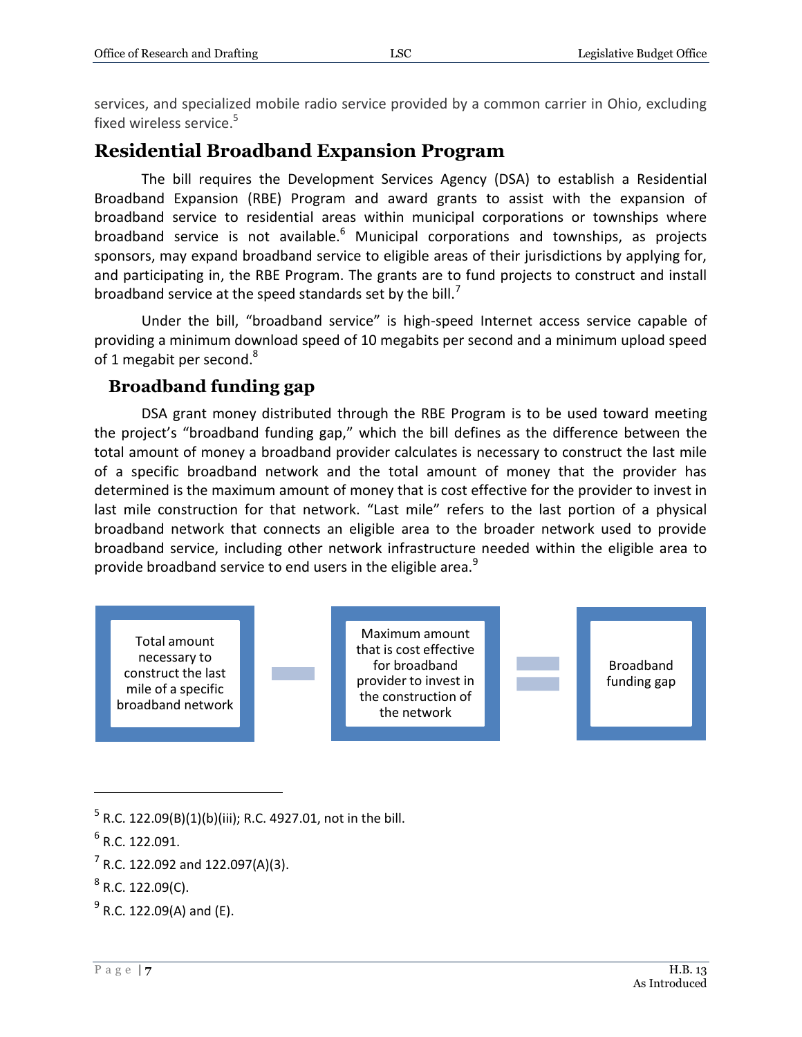services, and specialized mobile radio service provided by a common carrier in Ohio, excluding fixed wireless service.[5]

## Residential Broadband Expansion Program

The bill requires the Development Services Agency (DSA) to establish a Residential Broadband Expansion (RBE) Program and award grants to assist with the expansion of broadband service to residential areas within municipal corporations or townships where broadband service is not available.[6] Municipal corporations and townships, as projects sponsors, may expand broadband service to eligible areas of their jurisdictions by applying for, and participating in, the RBE Program. The grants are to fund projects to construct and install broadband service at the speed standards set by the bill.[7]

Under the bill, "broadband service" is high-speed Internet access service capable of providing a minimum download speed of 10 megabits per second and a minimum upload speed of 1 megabit per second.[8]

### Broadband funding gap

DSA grant money distributed through the RBE Program is to be used toward meeting the project's "broadband funding gap," which the bill defines as the difference between the total amount of money a broadband provider calculates is necessary to construct the last mile of a specific broadband network and the total amount of money that the provider has determined is the maximum amount of money that is cost effective for the provider to invest in last mile construction for that network. "Last mile" refers to the last portion of a physical broadband network that connects an eligible area to the broader network used to provide broadband service, including other network infrastructure needed within the eligible area to provide broadband service to end users in the eligible area.[9]

Total amount necessary to construct the last mile of a specific broadband network − Maximum amount that is cost effective for broadband provider to invest in the construction of the network = Broadband funding gap

---

[5] R.C. 122.09(B)(1)(b)(iii); R.C. 4927.01, not in the bill.

[6] R.C. 122.091.

[7] R.C. 122.092 and 122.097(A)(3).

[8] R.C. 122.09(C).

[9] R.C. 122.09(A) and (E).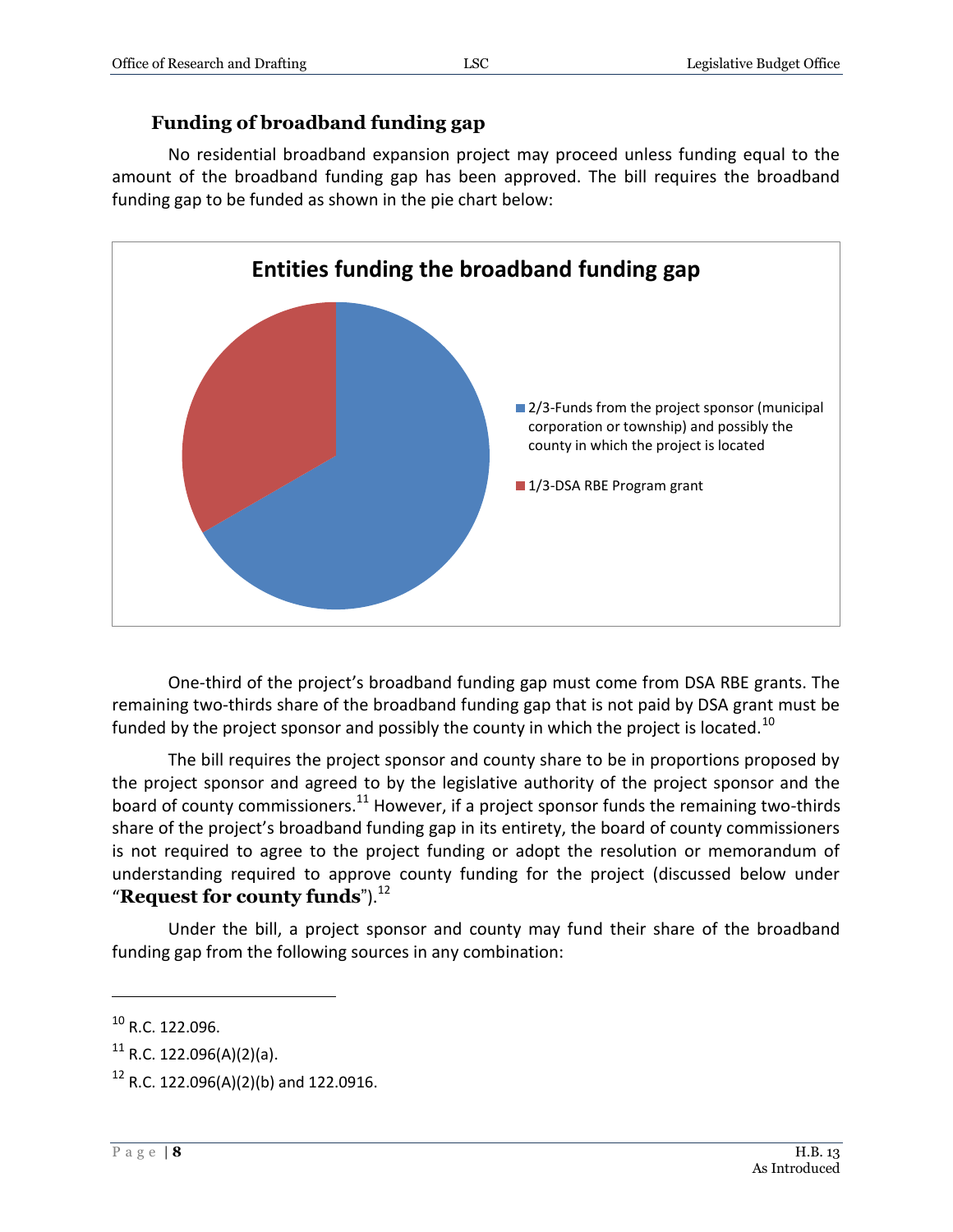### Funding of broadband funding gap

No residential broadband expansion project may proceed unless funding equal to the amount of the broadband funding gap has been approved. The bill requires the broadband funding gap to be funded as shown in the pie chart below:

**Entities funding the broadband funding gap**

- 2/3-Funds from the project sponsor (municipal corporation or township) and possibly the county in which the project is located
- 1/3-DSA RBE Program grant

One-third of the project's broadband funding gap must come from DSA RBE grants. The remaining two-thirds share of the broadband funding gap that is not paid by DSA grant must be funded by the project sponsor and possibly the county in which the project is located.[10]

The bill requires the project sponsor and county share to be in proportions proposed by the project sponsor and agreed to by the legislative authority of the project sponsor and the board of county commissioners.[11] However, if a project sponsor funds the remaining two-thirds share of the project's broadband funding gap in its entirety, the board of county commissioners is not required to agree to the project funding or adopt the resolution or memorandum of understanding required to approve county funding for the project (discussed below under "**Request for county funds**").[12]

Under the bill, a project sponsor and county may fund their share of the broadband funding gap from the following sources in any combination:

---

[10] R.C. 122.096.

[11] R.C. 122.096(A)(2)(a).

[12] R.C. 122.096(A)(2)(b) and 122.0916.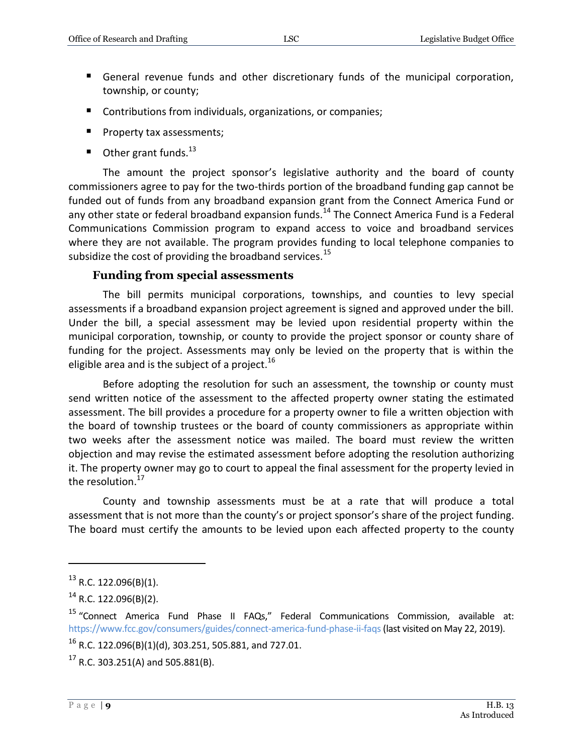- General revenue funds and other discretionary funds of the municipal corporation, township, or county;
- Contributions from individuals, organizations, or companies;
- Property tax assessments;
- Other grant funds.[13]

The amount the project sponsor's legislative authority and the board of county commissioners agree to pay for the two-thirds portion of the broadband funding gap cannot be funded out of funds from any broadband expansion grant from the Connect America Fund or any other state or federal broadband expansion funds.[14] The Connect America Fund is a Federal Communications Commission program to expand access to voice and broadband services where they are not available. The program provides funding to local telephone companies to subsidize the cost of providing the broadband services.[15]

### Funding from special assessments

The bill permits municipal corporations, townships, and counties to levy special assessments if a broadband expansion project agreement is signed and approved under the bill. Under the bill, a special assessment may be levied upon residential property within the municipal corporation, township, or county to provide the project sponsor or county share of funding for the project. Assessments may only be levied on the property that is within the eligible area and is the subject of a project.[16]

Before adopting the resolution for such an assessment, the township or county must send written notice of the assessment to the affected property owner stating the estimated assessment. The bill provides a procedure for a property owner to file a written objection with the board of township trustees or the board of county commissioners as appropriate within two weeks after the assessment notice was mailed. The board must review the written objection and may revise the estimated assessment before adopting the resolution authorizing it. The property owner may go to court to appeal the final assessment for the property levied in the resolution.[17]

County and township assessments must be at a rate that will produce a total assessment that is not more than the county's or project sponsor's share of the project funding. The board must certify the amounts to be levied upon each affected property to the county

---

[13] R.C. 122.096(B)(1).

[14] R.C. 122.096(B)(2).

[15] "Connect America Fund Phase II FAQs," Federal Communications Commission, available at: https://www.fcc.gov/consumers/guides/connect-america-fund-phase-ii-faqs (last visited on May 22, 2019).

[16] R.C. 122.096(B)(1)(d), 303.251, 505.881, and 727.01.

[17] R.C. 303.251(A) and 505.881(B).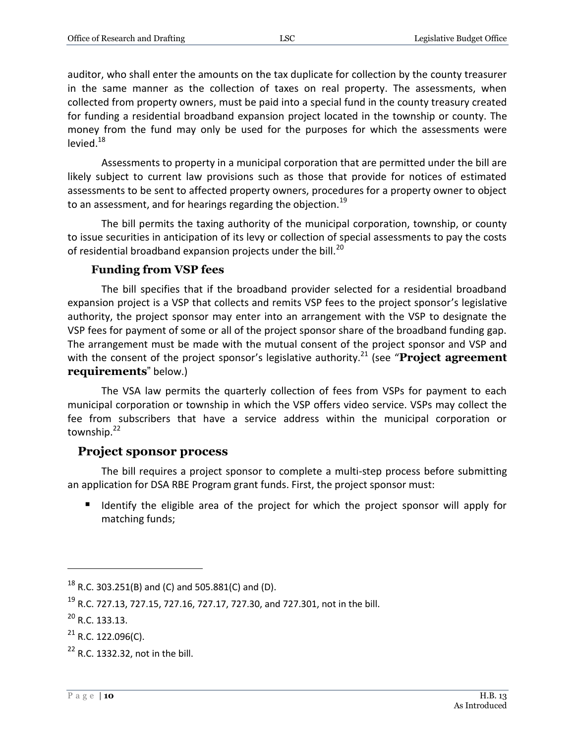auditor, who shall enter the amounts on the tax duplicate for collection by the county treasurer in the same manner as the collection of taxes on real property. The assessments, when collected from property owners, must be paid into a special fund in the county treasury created for funding a residential broadband expansion project located in the township or county. The money from the fund may only be used for the purposes for which the assessments were levied.[18]

Assessments to property in a municipal corporation that are permitted under the bill are likely subject to current law provisions such as those that provide for notices of estimated assessments to be sent to affected property owners, procedures for a property owner to object to an assessment, and for hearings regarding the objection.[19]

The bill permits the taxing authority of the municipal corporation, township, or county to issue securities in anticipation of its levy or collection of special assessments to pay the costs of residential broadband expansion projects under the bill.[20]

### Funding from VSP fees

The bill specifies that if the broadband provider selected for a residential broadband expansion project is a VSP that collects and remits VSP fees to the project sponsor's legislative authority, the project sponsor may enter into an arrangement with the VSP to designate the VSP fees for payment of some or all of the project sponsor share of the broadband funding gap. The arrangement must be made with the mutual consent of the project sponsor and VSP and with the consent of the project sponsor's legislative authority.[21] (see "**Project agreement requirements**" below.)

The VSA law permits the quarterly collection of fees from VSPs for payment to each municipal corporation or township in which the VSP offers video service. VSPs may collect the fee from subscribers that have a service address within the municipal corporation or township.[22]

## Project sponsor process

The bill requires a project sponsor to complete a multi-step process before submitting an application for DSA RBE Program grant funds. First, the project sponsor must:

- Identify the eligible area of the project for which the project sponsor will apply for matching funds;

---

[18] R.C. 303.251(B) and (C) and 505.881(C) and (D).

[19] R.C. 727.13, 727.15, 727.16, 727.17, 727.30, and 727.301, not in the bill.

[20] R.C. 133.13.

[21] R.C. 122.096(C).

[22] R.C. 1332.32, not in the bill.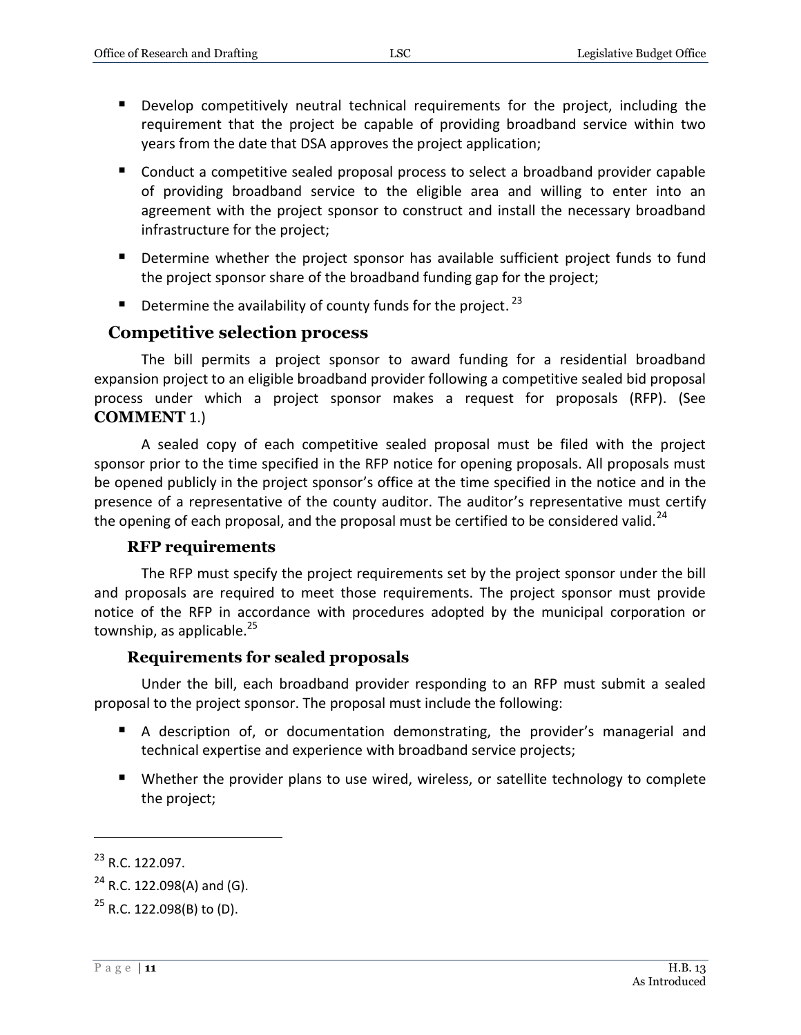- Develop competitively neutral technical requirements for the project, including the requirement that the project be capable of providing broadband service within two years from the date that DSA approves the project application;
- Conduct a competitive sealed proposal process to select a broadband provider capable of providing broadband service to the eligible area and willing to enter into an agreement with the project sponsor to construct and install the necessary broadband infrastructure for the project;
- Determine whether the project sponsor has available sufficient project funds to fund the project sponsor share of the broadband funding gap for the project;
- Determine the availability of county funds for the project.[23]

## Competitive selection process

The bill permits a project sponsor to award funding for a residential broadband expansion project to an eligible broadband provider following a competitive sealed bid proposal process under which a project sponsor makes a request for proposals (RFP). (See **COMMENT** 1.)

A sealed copy of each competitive sealed proposal must be filed with the project sponsor prior to the time specified in the RFP notice for opening proposals. All proposals must be opened publicly in the project sponsor's office at the time specified in the notice and in the presence of a representative of the county auditor. The auditor's representative must certify the opening of each proposal, and the proposal must be certified to be considered valid.[24]

### RFP requirements

The RFP must specify the project requirements set by the project sponsor under the bill and proposals are required to meet those requirements. The project sponsor must provide notice of the RFP in accordance with procedures adopted by the municipal corporation or township, as applicable.[25]

### Requirements for sealed proposals

Under the bill, each broadband provider responding to an RFP must submit a sealed proposal to the project sponsor. The proposal must include the following:

- A description of, or documentation demonstrating, the provider's managerial and technical expertise and experience with broadband service projects;
- Whether the provider plans to use wired, wireless, or satellite technology to complete the project;

---

[23] R.C. 122.097.

[24] R.C. 122.098(A) and (G).

[25] R.C. 122.098(B) to (D).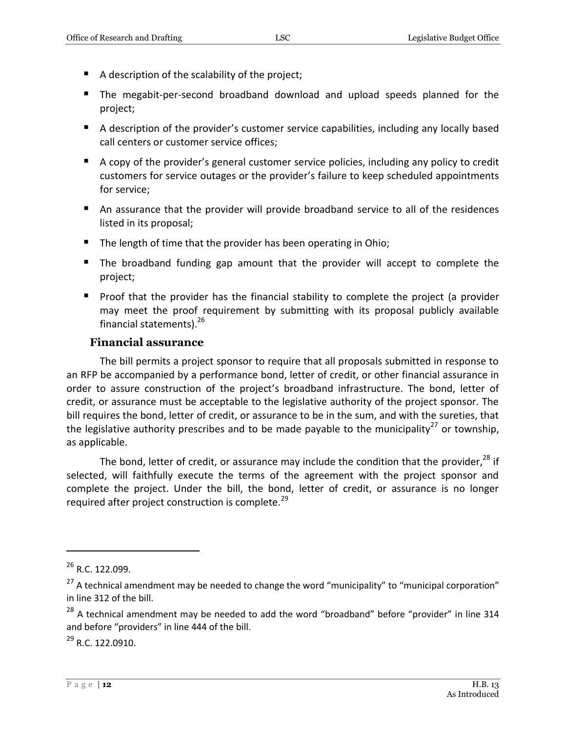- A description of the scalability of the project;
- The megabit-per-second broadband download and upload speeds planned for the project;
- A description of the provider's customer service capabilities, including any locally based call centers or customer service offices;
- A copy of the provider's general customer service policies, including any policy to credit customers for service outages or the provider's failure to keep scheduled appointments for service;
- An assurance that the provider will provide broadband service to all of the residences listed in its proposal;
- The length of time that the provider has been operating in Ohio;
- The broadband funding gap amount that the provider will accept to complete the project;
- Proof that the provider has the financial stability to complete the project (a provider may meet the proof requirement by submitting with its proposal publicly available financial statements).[26]

### Financial assurance

The bill permits a project sponsor to require that all proposals submitted in response to an RFP be accompanied by a performance bond, letter of credit, or other financial assurance in order to assure construction of the project's broadband infrastructure. The bond, letter of credit, or assurance must be acceptable to the legislative authority of the project sponsor. The bill requires the bond, letter of credit, or assurance to be in the sum, and with the sureties, that the legislative authority prescribes and to be made payable to the municipality[27] or township, as applicable.

The bond, letter of credit, or assurance may include the condition that the provider,[28] if selected, will faithfully execute the terms of the agreement with the project sponsor and complete the project. Under the bill, the bond, letter of credit, or assurance is no longer required after project construction is complete.[29]

---

[26] R.C. 122.099.

[27] A technical amendment may be needed to change the word "municipality" to "municipal corporation" in line 312 of the bill.

[28] A technical amendment may be needed to add the word "broadband" before "provider" in line 314 and before "providers" in line 444 of the bill.

[29] R.C. 122.0910.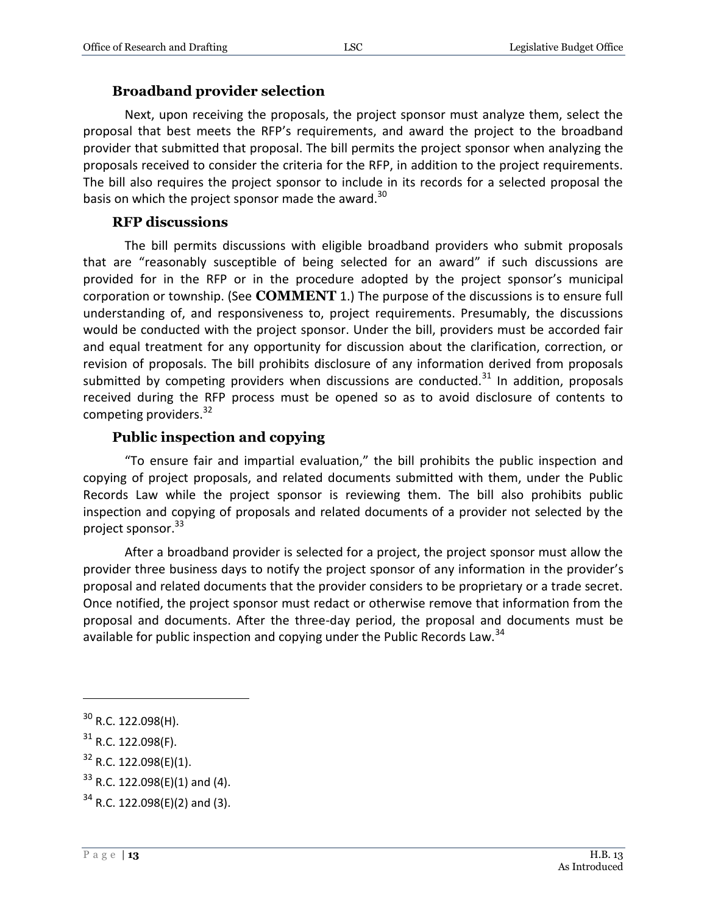### Broadband provider selection

Next, upon receiving the proposals, the project sponsor must analyze them, select the proposal that best meets the RFP's requirements, and award the project to the broadband provider that submitted that proposal. The bill permits the project sponsor when analyzing the proposals received to consider the criteria for the RFP, in addition to the project requirements. The bill also requires the project sponsor to include in its records for a selected proposal the basis on which the project sponsor made the award.[30]

### RFP discussions

The bill permits discussions with eligible broadband providers who submit proposals that are "reasonably susceptible of being selected for an award" if such discussions are provided for in the RFP or in the procedure adopted by the project sponsor's municipal corporation or township. (See **COMMENT** 1.) The purpose of the discussions is to ensure full understanding of, and responsiveness to, project requirements. Presumably, the discussions would be conducted with the project sponsor. Under the bill, providers must be accorded fair and equal treatment for any opportunity for discussion about the clarification, correction, or revision of proposals. The bill prohibits disclosure of any information derived from proposals submitted by competing providers when discussions are conducted.[31] In addition, proposals received during the RFP process must be opened so as to avoid disclosure of contents to competing providers.[32]

### Public inspection and copying

"To ensure fair and impartial evaluation," the bill prohibits the public inspection and copying of project proposals, and related documents submitted with them, under the Public Records Law while the project sponsor is reviewing them. The bill also prohibits public inspection and copying of proposals and related documents of a provider not selected by the project sponsor.[33]

After a broadband provider is selected for a project, the project sponsor must allow the provider three business days to notify the project sponsor of any information in the provider's proposal and related documents that the provider considers to be proprietary or a trade secret. Once notified, the project sponsor must redact or otherwise remove that information from the proposal and documents. After the three-day period, the proposal and documents must be available for public inspection and copying under the Public Records Law.[34]

---

[30] R.C. 122.098(H).

[31] R.C. 122.098(F).

[32] R.C. 122.098(E)(1).

[33] R.C. 122.098(E)(1) and (4).

[34] R.C. 122.098(E)(2) and (3).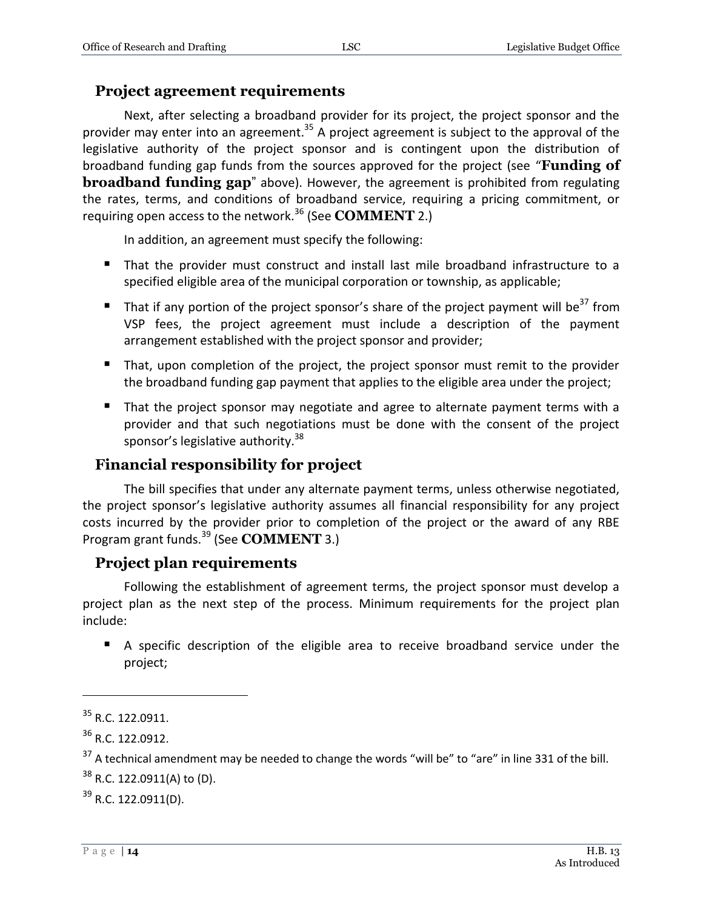### Project agreement requirements

Next, after selecting a broadband provider for its project, the project sponsor and the provider may enter into an agreement.[35] A project agreement is subject to the approval of the legislative authority of the project sponsor and is contingent upon the distribution of broadband funding gap funds from the sources approved for the project (see "**Funding of broadband funding gap**" above). However, the agreement is prohibited from regulating the rates, terms, and conditions of broadband service, requiring a pricing commitment, or requiring open access to the network.[36] (See **COMMENT** 2.)

In addition, an agreement must specify the following:

- That the provider must construct and install last mile broadband infrastructure to a specified eligible area of the municipal corporation or township, as applicable;
- That if any portion of the project sponsor's share of the project payment will be[37] from VSP fees, the project agreement must include a description of the payment arrangement established with the project sponsor and provider;
- That, upon completion of the project, the project sponsor must remit to the provider the broadband funding gap payment that applies to the eligible area under the project;
- That the project sponsor may negotiate and agree to alternate payment terms with a provider and that such negotiations must be done with the consent of the project sponsor's legislative authority.[38]

### Financial responsibility for project

The bill specifies that under any alternate payment terms, unless otherwise negotiated, the project sponsor's legislative authority assumes all financial responsibility for any project costs incurred by the provider prior to completion of the project or the award of any RBE Program grant funds.[39] (See **COMMENT** 3.)

### Project plan requirements

Following the establishment of agreement terms, the project sponsor must develop a project plan as the next step of the process. Minimum requirements for the project plan include:

- A specific description of the eligible area to receive broadband service under the project;

---

[35] R.C. 122.0911.

[36] R.C. 122.0912.

[37] A technical amendment may be needed to change the words "will be" to "are" in line 331 of the bill.

[38] R.C. 122.0911(A) to (D).

[39] R.C. 122.0911(D).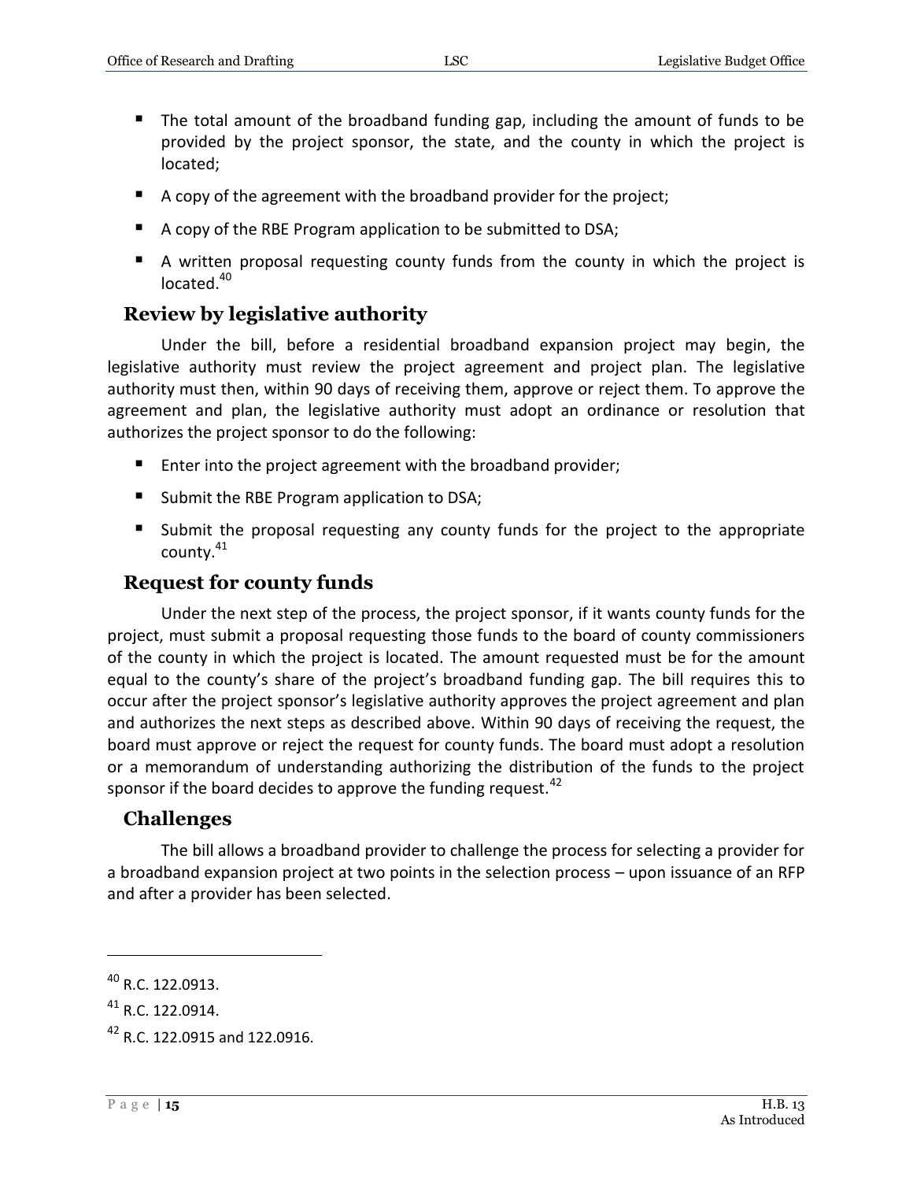- The total amount of the broadband funding gap, including the amount of funds to be provided by the project sponsor, the state, and the county in which the project is located;
- A copy of the agreement with the broadband provider for the project;
- A copy of the RBE Program application to be submitted to DSA;
- A written proposal requesting county funds from the county in which the project is located.[40]

## Review by legislative authority

Under the bill, before a residential broadband expansion project may begin, the legislative authority must review the project agreement and project plan. The legislative authority must then, within 90 days of receiving them, approve or reject them. To approve the agreement and plan, the legislative authority must adopt an ordinance or resolution that authorizes the project sponsor to do the following:

- Enter into the project agreement with the broadband provider;
- Submit the RBE Program application to DSA;
- Submit the proposal requesting any county funds for the project to the appropriate county.[41]

## Request for county funds

Under the next step of the process, the project sponsor, if it wants county funds for the project, must submit a proposal requesting those funds to the board of county commissioners of the county in which the project is located. The amount requested must be for the amount equal to the county's share of the project's broadband funding gap. The bill requires this to occur after the project sponsor's legislative authority approves the project agreement and plan and authorizes the next steps as described above. Within 90 days of receiving the request, the board must approve or reject the request for county funds. The board must adopt a resolution or a memorandum of understanding authorizing the distribution of the funds to the project sponsor if the board decides to approve the funding request.[42]

## Challenges

The bill allows a broadband provider to challenge the process for selecting a provider for a broadband expansion project at two points in the selection process – upon issuance of an RFP and after a provider has been selected.

---

[40] R.C. 122.0913.

[41] R.C. 122.0914.

[42] R.C. 122.0915 and 122.0916.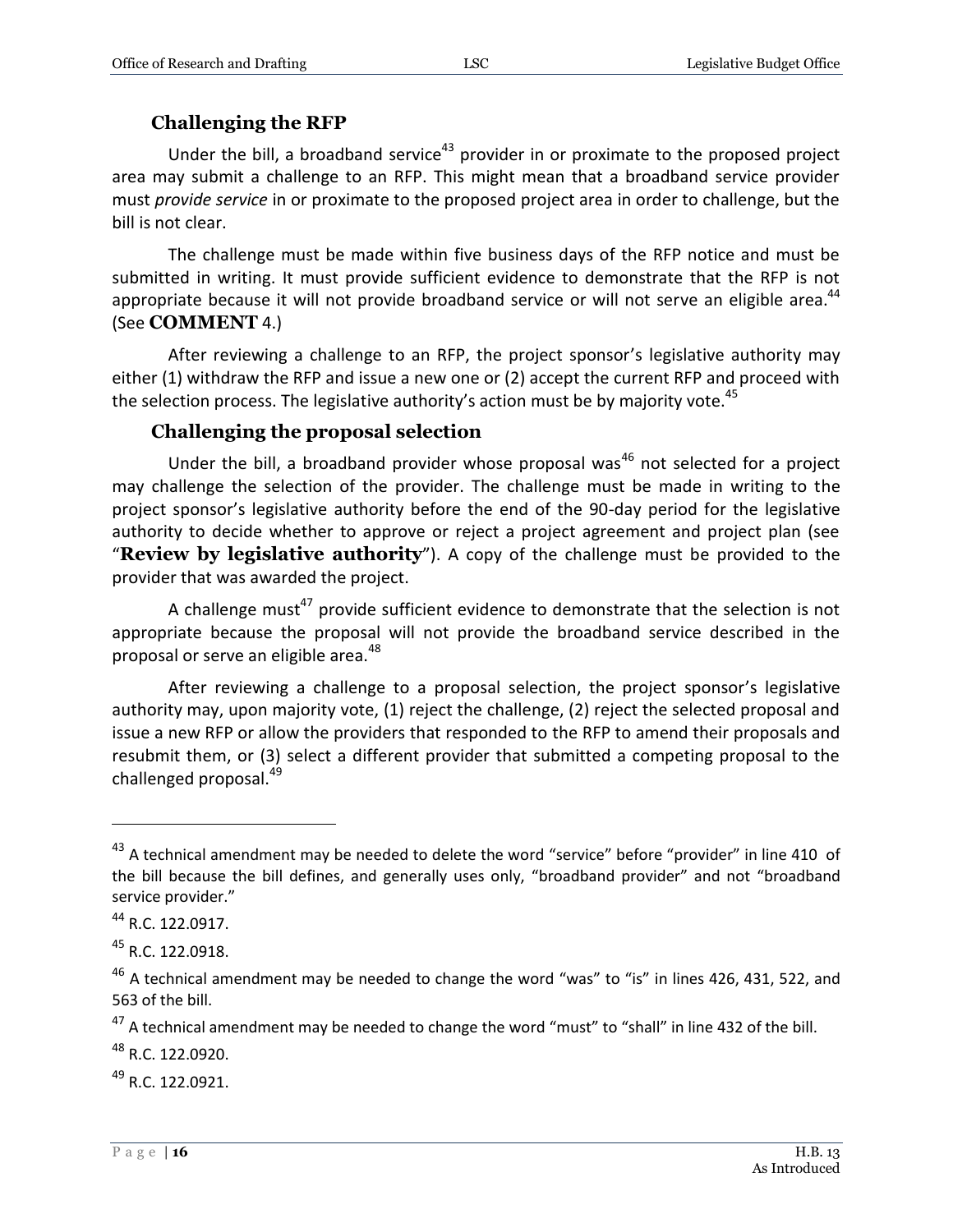### Challenging the RFP

Under the bill, a broadband service[43] provider in or proximate to the proposed project area may submit a challenge to an RFP. This might mean that a broadband service provider must *provide service* in or proximate to the proposed project area in order to challenge, but the bill is not clear.

The challenge must be made within five business days of the RFP notice and must be submitted in writing. It must provide sufficient evidence to demonstrate that the RFP is not appropriate because it will not provide broadband service or will not serve an eligible area.[44] (See **COMMENT** 4.)

After reviewing a challenge to an RFP, the project sponsor's legislative authority may either (1) withdraw the RFP and issue a new one or (2) accept the current RFP and proceed with the selection process. The legislative authority's action must be by majority vote.[45]

### Challenging the proposal selection

Under the bill, a broadband provider whose proposal was[46] not selected for a project may challenge the selection of the provider. The challenge must be made in writing to the project sponsor's legislative authority before the end of the 90-day period for the legislative authority to decide whether to approve or reject a project agreement and project plan (see "**Review by legislative authority**"). A copy of the challenge must be provided to the provider that was awarded the project.

A challenge must[47] provide sufficient evidence to demonstrate that the selection is not appropriate because the proposal will not provide the broadband service described in the proposal or serve an eligible area.[48]

After reviewing a challenge to a proposal selection, the project sponsor's legislative authority may, upon majority vote, (1) reject the challenge, (2) reject the selected proposal and issue a new RFP or allow the providers that responded to the RFP to amend their proposals and resubmit them, or (3) select a different provider that submitted a competing proposal to the challenged proposal.[49]

---

[43] A technical amendment may be needed to delete the word "service" before "provider" in line 410 of the bill because the bill defines, and generally uses only, "broadband provider" and not "broadband service provider."

[44] R.C. 122.0917.

[45] R.C. 122.0918.

[46] A technical amendment may be needed to change the word "was" to "is" in lines 426, 431, 522, and 563 of the bill.

[47] A technical amendment may be needed to change the word "must" to "shall" in line 432 of the bill.

[48] R.C. 122.0920.

[49] R.C. 122.0921.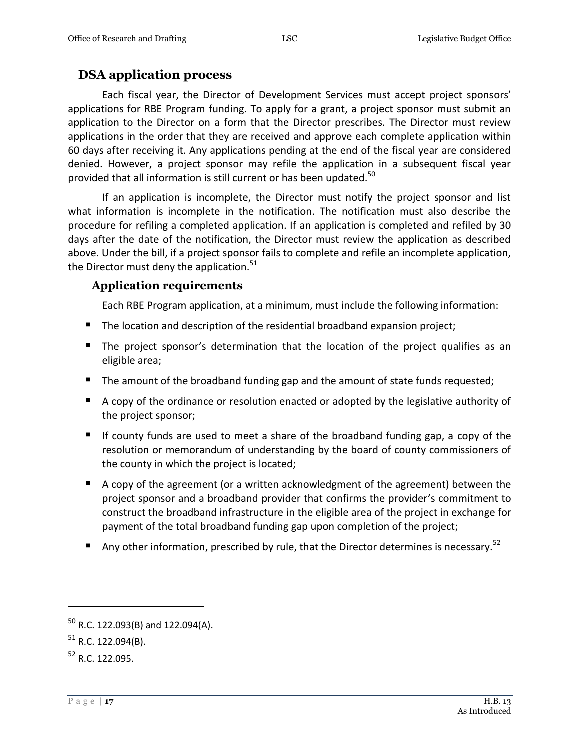## DSA application process

Each fiscal year, the Director of Development Services must accept project sponsors' applications for RBE Program funding. To apply for a grant, a project sponsor must submit an application to the Director on a form that the Director prescribes. The Director must review applications in the order that they are received and approve each complete application within 60 days after receiving it. Any applications pending at the end of the fiscal year are considered denied. However, a project sponsor may refile the application in a subsequent fiscal year provided that all information is still current or has been updated.[50]

If an application is incomplete, the Director must notify the project sponsor and list what information is incomplete in the notification. The notification must also describe the procedure for refiling a completed application. If an application is completed and refiled by 30 days after the date of the notification, the Director must review the application as described above. Under the bill, if a project sponsor fails to complete and refile an incomplete application, the Director must deny the application.[51]

### Application requirements

Each RBE Program application, at a minimum, must include the following information:

- The location and description of the residential broadband expansion project;
- The project sponsor's determination that the location of the project qualifies as an eligible area;
- The amount of the broadband funding gap and the amount of state funds requested;
- A copy of the ordinance or resolution enacted or adopted by the legislative authority of the project sponsor;
- If county funds are used to meet a share of the broadband funding gap, a copy of the resolution or memorandum of understanding by the board of county commissioners of the county in which the project is located;
- A copy of the agreement (or a written acknowledgment of the agreement) between the project sponsor and a broadband provider that confirms the provider's commitment to construct the broadband infrastructure in the eligible area of the project in exchange for payment of the total broadband funding gap upon completion of the project;
- Any other information, prescribed by rule, that the Director determines is necessary.[52]

---

[50] R.C. 122.093(B) and 122.094(A).

[51] R.C. 122.094(B).

[52] R.C. 122.095.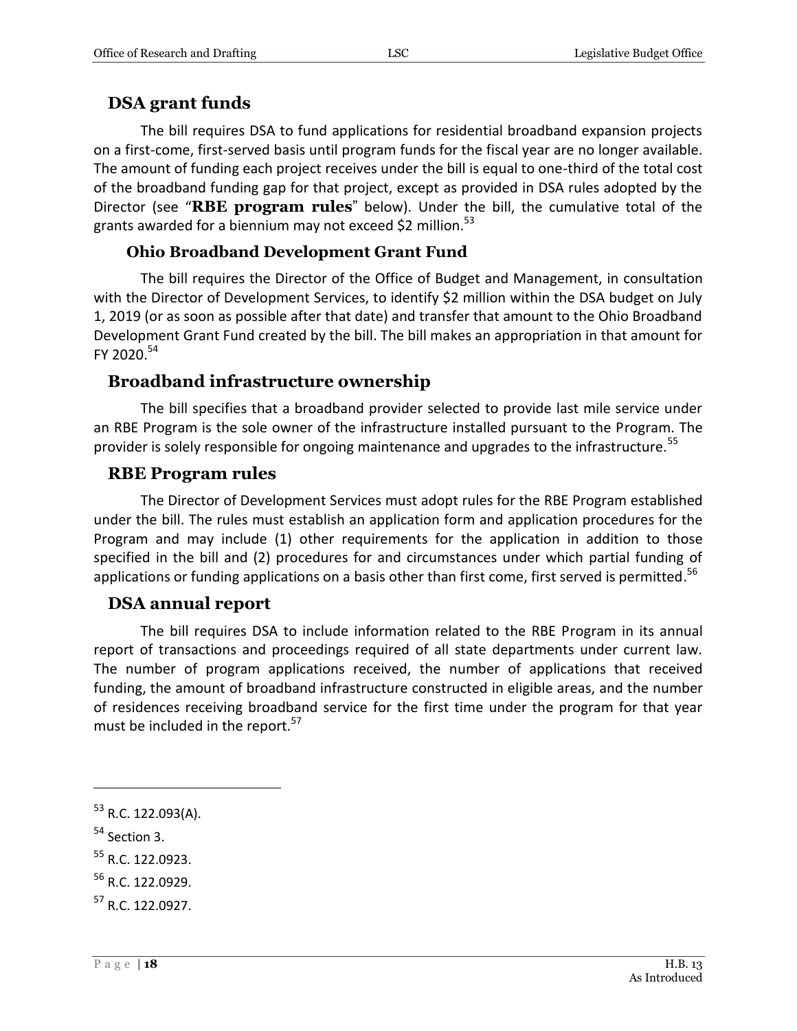## DSA grant funds

The bill requires DSA to fund applications for residential broadband expansion projects on a first-come, first-served basis until program funds for the fiscal year are no longer available. The amount of funding each project receives under the bill is equal to one-third of the total cost of the broadband funding gap for that project, except as provided in DSA rules adopted by the Director (see "**RBE program rules**" below). Under the bill, the cumulative total of the grants awarded for a biennium may not exceed $2 million.[53]

### Ohio Broadband Development Grant Fund

The bill requires the Director of the Office of Budget and Management, in consultation with the Director of Development Services, to identify $2 million within the DSA budget on July 1, 2019 (or as soon as possible after that date) and transfer that amount to the Ohio Broadband Development Grant Fund created by the bill. The bill makes an appropriation in that amount for FY 2020.[54]

## Broadband infrastructure ownership

The bill specifies that a broadband provider selected to provide last mile service under an RBE Program is the sole owner of the infrastructure installed pursuant to the Program. The provider is solely responsible for ongoing maintenance and upgrades to the infrastructure.[55]

## RBE Program rules

The Director of Development Services must adopt rules for the RBE Program established under the bill. The rules must establish an application form and application procedures for the Program and may include (1) other requirements for the application in addition to those specified in the bill and (2) procedures for and circumstances under which partial funding of applications or funding applications on a basis other than first come, first served is permitted.[56]

## DSA annual report

The bill requires DSA to include information related to the RBE Program in its annual report of transactions and proceedings required of all state departments under current law. The number of program applications received, the number of applications that received funding, the amount of broadband infrastructure constructed in eligible areas, and the number of residences receiving broadband service for the first time under the program for that year must be included in the report.[57]

---

[53] R.C. 122.093(A).

[54] Section 3.

[55] R.C. 122.0923.

[56] R.C. 122.0929.

[57] R.C. 122.0927.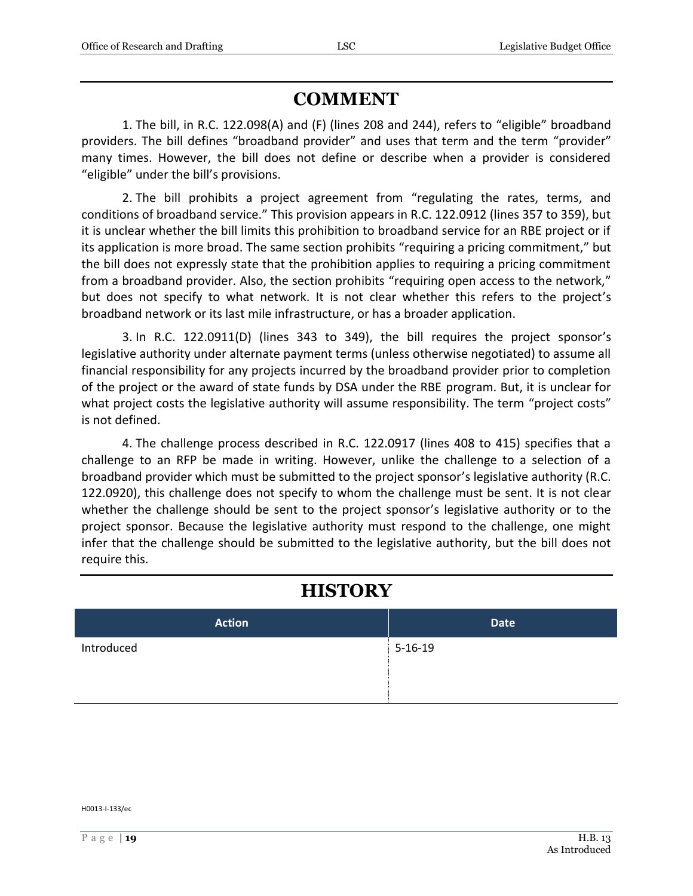## COMMENT

1. The bill, in R.C. 122.098(A) and (F) (lines 208 and 244), refers to "eligible" broadband providers. The bill defines "broadband provider" and uses that term and the term "provider" many times. However, the bill does not define or describe when a provider is considered "eligible" under the bill's provisions.

2. The bill prohibits a project agreement from "regulating the rates, terms, and conditions of broadband service." This provision appears in R.C. 122.0912 (lines 357 to 359), but it is unclear whether the bill limits this prohibition to broadband service for an RBE project or if its application is more broad. The same section prohibits "requiring a pricing commitment," but the bill does not expressly state that the prohibition applies to requiring a pricing commitment from a broadband provider. Also, the section prohibits "requiring open access to the network," but does not specify to what network. It is not clear whether this refers to the project's broadband network or its last mile infrastructure, or has a broader application.

3. In R.C. 122.0911(D) (lines 343 to 349), the bill requires the project sponsor's legislative authority under alternate payment terms (unless otherwise negotiated) to assume all financial responsibility for any projects incurred by the broadband provider prior to completion of the project or the award of state funds by DSA under the RBE program. But, it is unclear for what project costs the legislative authority will assume responsibility. The term "project costs" is not defined.

4. The challenge process described in R.C. 122.0917 (lines 408 to 415) specifies that a challenge to an RFP be made in writing. However, unlike the challenge to a selection of a broadband provider which must be submitted to the project sponsor's legislative authority (R.C. 122.0920), this challenge does not specify to whom the challenge must be sent. It is not clear whether the challenge should be sent to the project sponsor's legislative authority or to the project sponsor. Because the legislative authority must respond to the challenge, one might infer that the challenge should be submitted to the legislative authority, but the bill does not require this.

## HISTORY

| Action | Date |
| --- | --- |
| Introduced | 5-16-19 |

H0013-I-133/ec